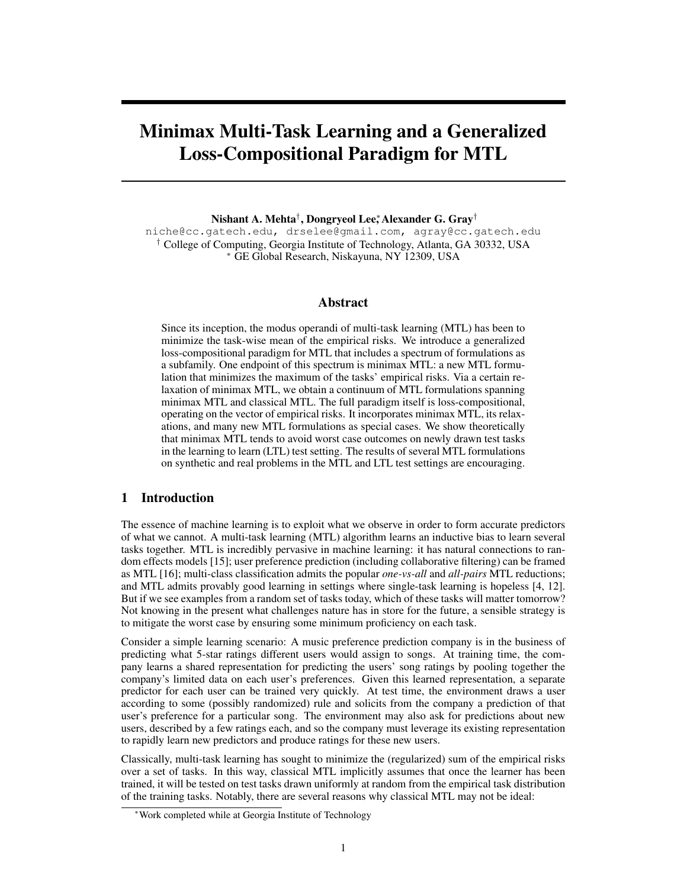# Minimax Multi-Task Learning and a Generalized Loss-Compositional Paradigm for MTL

**Nishant A. Mehta**[†], **Dongryeol Lee**[*], **Alexander G. Gray**[†]

niche@cc.gatech.edu, drselee@gmail.com, agray@cc.gatech.edu

[†] College of Computing, Georgia Institute of Technology, Atlanta, GA 30332, USA

[*] GE Global Research, Niskayuna, NY 12309, USA

## Abstract

Since its inception, the modus operandi of multi-task learning (MTL) has been to minimize the task-wise mean of the empirical risks. We introduce a generalized loss-compositional paradigm for MTL that includes a spectrum of formulations as a subfamily. One endpoint of this spectrum is minimax MTL: a new MTL formulation that minimizes the maximum of the tasks' empirical risks. Via a certain relaxation of minimax MTL, we obtain a continuum of MTL formulations spanning minimax MTL and classical MTL. The full paradigm itself is loss-compositional, operating on the vector of empirical risks. It incorporates minimax MTL, its relaxations, and many new MTL formulations as special cases. We show theoretically that minimax MTL tends to avoid worst case outcomes on newly drawn test tasks in the learning to learn (LTL) test setting. The results of several MTL formulations on synthetic and real problems in the MTL and LTL test settings are encouraging.

## 1 Introduction

The essence of machine learning is to exploit what we observe in order to form accurate predictors of what we cannot. A multi-task learning (MTL) algorithm learns an inductive bias to learn several tasks together. MTL is incredibly pervasive in machine learning: it has natural connections to random effects models [15]; user preference prediction (including collaborative filtering) can be framed as MTL [16]; multi-class classification admits the popular *one-vs-all* and *all-pairs* MTL reductions; and MTL admits provably good learning in settings where single-task learning is hopeless [4, 12]. But if we see examples from a random set of tasks today, which of these tasks will matter tomorrow? Not knowing in the present what challenges nature has in store for the future, a sensible strategy is to mitigate the worst case by ensuring some minimum proficiency on each task.

Consider a simple learning scenario: A music preference prediction company is in the business of predicting what 5-star ratings different users would assign to songs. At training time, the company learns a shared representation for predicting the users' song ratings by pooling together the company's limited data on each user's preferences. Given this learned representation, a separate predictor for each user can be trained very quickly. At test time, the environment draws a user according to some (possibly randomized) rule and solicits from the company a prediction of that user's preference for a particular song. The environment may also ask for predictions about new users, described by a few ratings each, and so the company must leverage its existing representation to rapidly learn new predictors and produce ratings for these new users.

Classically, multi-task learning has sought to minimize the (regularized) sum of the empirical risks over a set of tasks. In this way, classical MTL implicitly assumes that once the learner has been trained, it will be tested on test tasks drawn uniformly at random from the empirical task distribution of the training tasks. Notably, there are several reasons why classical MTL may not be ideal:

[*] Work completed while at Georgia Institute of Technology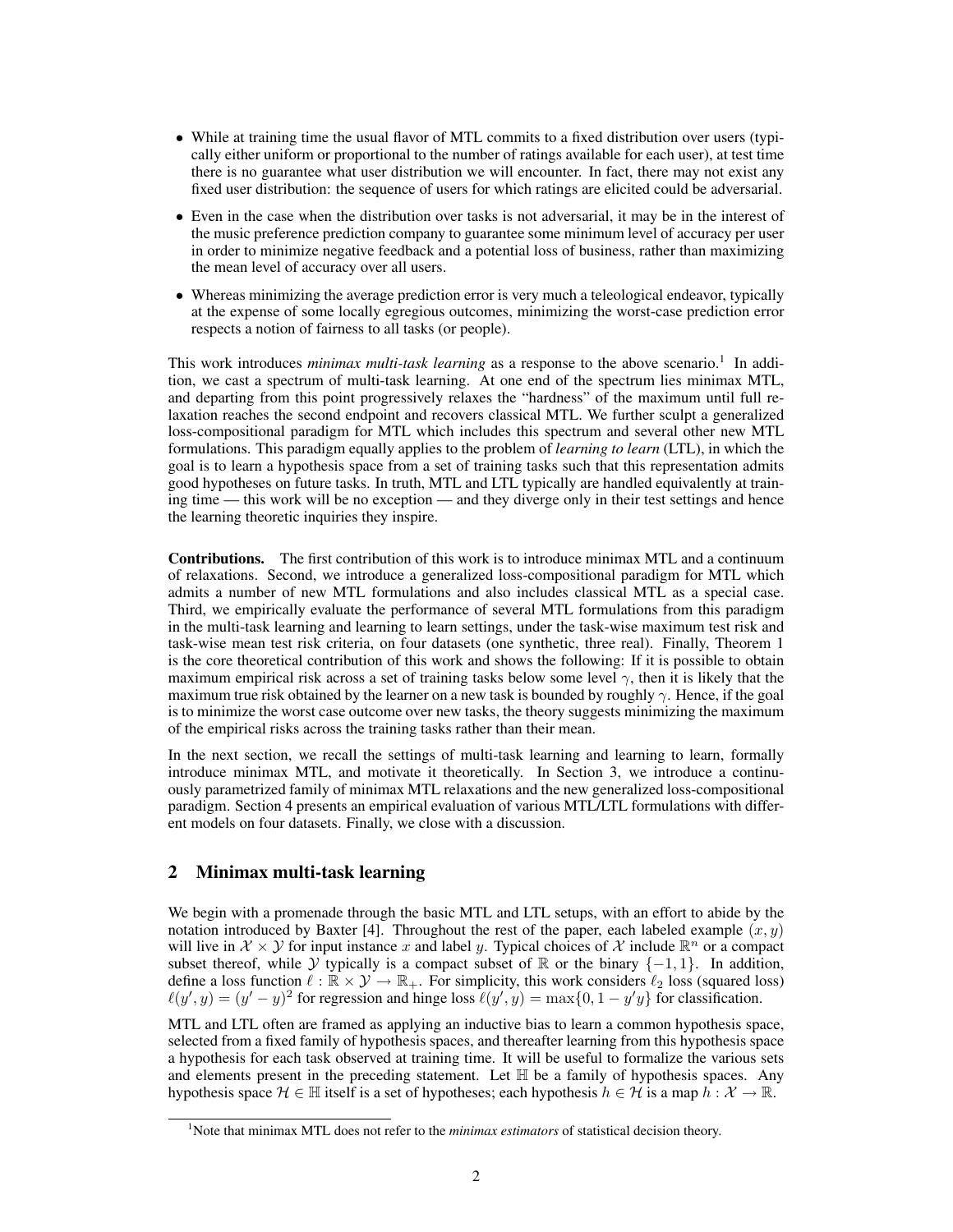- While at training time the usual flavor of MTL commits to a fixed distribution over users (typically either uniform or proportional to the number of ratings available for each user), at test time there is no guarantee what user distribution we will encounter. In fact, there may not exist any fixed user distribution: the sequence of users for which ratings are elicited could be adversarial.
- Even in the case when the distribution over tasks is not adversarial, it may be in the interest of the music preference prediction company to guarantee some minimum level of accuracy per user in order to minimize negative feedback and a potential loss of business, rather than maximizing the mean level of accuracy over all users.
- Whereas minimizing the average prediction error is very much a teleological endeavor, typically at the expense of some locally egregious outcomes, minimizing the worst-case prediction error respects a notion of fairness to all tasks (or people).

This work introduces *minimax multi-task learning* as a response to the above scenario.[1] In addition, we cast a spectrum of multi-task learning. At one end of the spectrum lies minimax MTL, and departing from this point progressively relaxes the "hardness" of the maximum until full relaxation reaches the second endpoint and recovers classical MTL. We further sculpt a generalized loss-compositional paradigm for MTL which includes this spectrum and several other new MTL formulations. This paradigm equally applies to the problem of *learning to learn* (LTL), in which the goal is to learn a hypothesis space from a set of training tasks such that this representation admits good hypotheses on future tasks. In truth, MTL and LTL typically are handled equivalently at training time — this work will be no exception — and they diverge only in their test settings and hence the learning theoretic inquiries they inspire.

**Contributions.** The first contribution of this work is to introduce minimax MTL and a continuum of relaxations. Second, we introduce a generalized loss-compositional paradigm for MTL which admits a number of new MTL formulations and also includes classical MTL as a special case. Third, we empirically evaluate the performance of several MTL formulations from this paradigm in the multi-task learning and learning to learn settings, under the task-wise maximum test risk and task-wise mean test risk criteria, on four datasets (one synthetic, three real). Finally, Theorem 1 is the core theoretical contribution of this work and shows the following: If it is possible to obtain maximum empirical risk across a set of training tasks below some level $\gamma$, then it is likely that the maximum true risk obtained by the learner on a new task is bounded by roughly $\gamma$. Hence, if the goal is to minimize the worst case outcome over new tasks, the theory suggests minimizing the maximum of the empirical risks across the training tasks rather than their mean.

In the next section, we recall the settings of multi-task learning and learning to learn, formally introduce minimax MTL, and motivate it theoretically. In Section 3, we introduce a continuously parametrized family of minimax MTL relaxations and the new generalized loss-compositional paradigm. Section 4 presents an empirical evaluation of various MTL/LTL formulations with different models on four datasets. Finally, we close with a discussion.

## 2 Minimax multi-task learning

We begin with a promenade through the basic MTL and LTL setups, with an effort to abide by the notation introduced by Baxter [4]. Throughout the rest of the paper, each labeled example $(x, y)$ will live in $\mathcal{X} \times \mathcal{Y}$ for input instance $x$ and label $y$. Typical choices of $\mathcal{X}$ include $\mathbb{R}^n$ or a compact subset thereof, while $\mathcal{Y}$ typically is a compact subset of $\mathbb{R}$ or the binary $\{-1, 1\}$. In addition, define a loss function $\ell : \mathbb{R} \times \mathcal{Y} \to \mathbb{R}_+$. For simplicity, this work considers $\ell_2$ loss (squared loss) $\ell(y', y) = (y' - y)^2$ for regression and hinge loss $\ell(y', y) = \max\{0, 1 - y'y\}$ for classification.

MTL and LTL often are framed as applying an inductive bias to learn a common hypothesis space, selected from a fixed family of hypothesis spaces, and thereafter learning from this hypothesis space a hypothesis for each task observed at training time. It will be useful to formalize the various sets and elements present in the preceding statement. Let $\mathbb{H}$ be a family of hypothesis spaces. Any hypothesis space $\mathcal{H} \in \mathbb{H}$ itself is a set of hypotheses; each hypothesis $h \in \mathcal{H}$ is a map $h : \mathcal{X} \to \mathbb{R}$.

[1] Note that minimax MTL does not refer to the *minimax estimators* of statistical decision theory.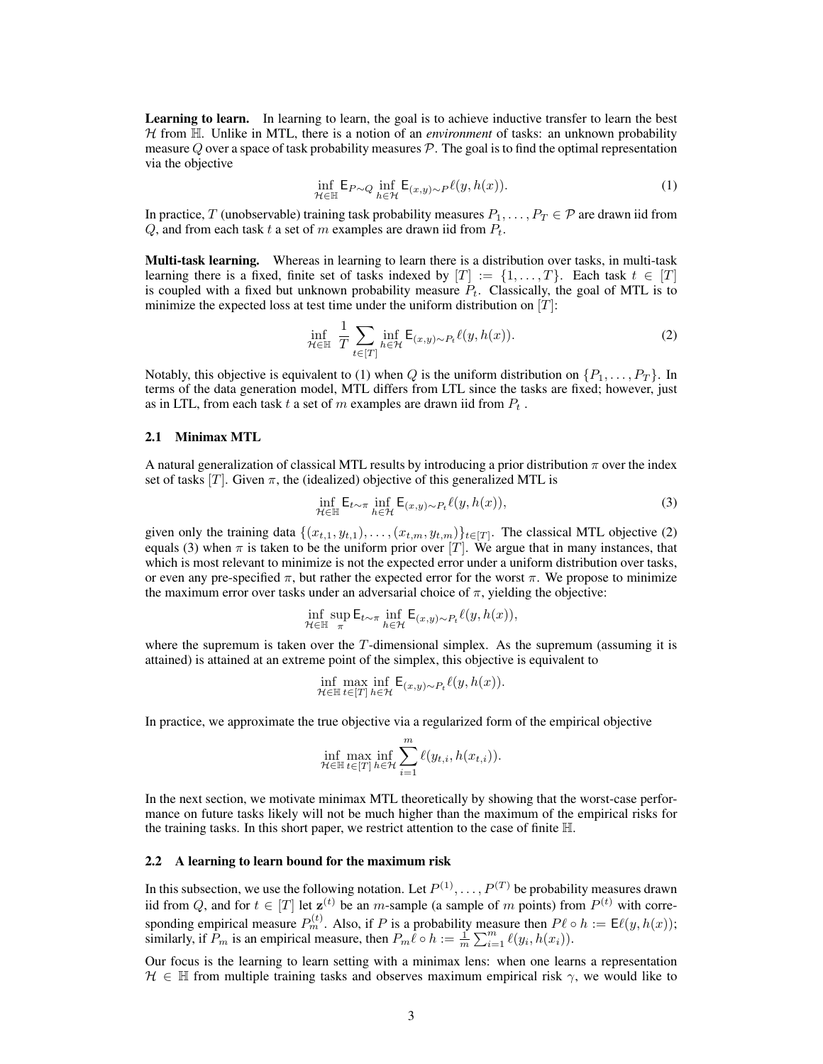**Learning to learn.** In learning to learn, the goal is to achieve inductive transfer to learn the best $\mathcal{H}$ from $\mathbb{H}$. Unlike in MTL, there is a notion of an *environment* of tasks: an unknown probability measure $Q$ over a space of task probability measures $\mathcal{P}$. The goal is to find the optimal representation via the objective

$$\inf_{\mathcal{H} \in \mathbb{H}} \mathsf{E}_{P \sim Q} \inf_{h \in \mathcal{H}} \mathsf{E}_{(x,y) \sim P} \ell(y, h(x)). \tag{1}$$

In practice, $T$ (unobservable) training task probability measures $P_1, \ldots, P_T \in \mathcal{P}$ are drawn iid from $Q$, and from each task $t$ a set of $m$ examples are drawn iid from $P_t$.

**Multi-task learning.** Whereas in learning to learn there is a distribution over tasks, in multi-task learning there is a fixed, finite set of tasks indexed by $[T] := \{1, \ldots, T\}$. Each task $t \in [T]$ is coupled with a fixed but unknown probability measure $P_t$. Classically, the goal of MTL is to minimize the expected loss at test time under the uniform distribution on $[T]$:

$$\inf_{\mathcal{H} \in \mathbb{H}} \frac{1}{T} \sum_{t \in [T]} \inf_{h \in \mathcal{H}} \mathsf{E}_{(x,y) \sim P_t} \ell(y, h(x)). \tag{2}$$

Notably, this objective is equivalent to (1) when $Q$ is the uniform distribution on $\{P_1, \ldots, P_T\}$. In terms of the data generation model, MTL differs from LTL since the tasks are fixed; however, just as in LTL, from each task $t$ a set of $m$ examples are drawn iid from $P_t$ .

### 2.1 Minimax MTL

A natural generalization of classical MTL results by introducing a prior distribution $\pi$ over the index set of tasks $[T]$. Given $\pi$, the (idealized) objective of this generalized MTL is

$$\inf_{\mathcal{H} \in \mathbb{H}} \mathsf{E}_{t \sim \pi} \inf_{h \in \mathcal{H}} \mathsf{E}_{(x,y) \sim P_t} \ell(y, h(x)), \tag{3}$$

given only the training data $\{(x_{t,1}, y_{t,1}), \ldots, (x_{t,m}, y_{t,m})\}_{t \in [T]}$. The classical MTL objective (2) equals (3) when $\pi$ is taken to be the uniform prior over $[T]$. We argue that in many instances, that which is most relevant to minimize is not the expected error under a uniform distribution over tasks, or even any pre-specified $\pi$, but rather the expected error for the worst $\pi$. We propose to minimize the maximum error over tasks under an adversarial choice of $\pi$, yielding the objective:

$$\inf_{\mathcal{H} \in \mathbb{H}} \sup_{\pi} \mathsf{E}_{t \sim \pi} \inf_{h \in \mathcal{H}} \mathsf{E}_{(x,y) \sim P_t} \ell(y, h(x)),$$

where the supremum is taken over the $T$-dimensional simplex. As the supremum (assuming it is attained) is attained at an extreme point of the simplex, this objective is equivalent to

$$\inf_{\mathcal{H} \in \mathbb{H}} \max_{t \in [T]} \inf_{h \in \mathcal{H}} \mathsf{E}_{(x,y) \sim P_t} \ell(y, h(x)).$$

In practice, we approximate the true objective via a regularized form of the empirical objective

$$\inf_{\mathcal{H} \in \mathbb{H}} \max_{t \in [T]} \inf_{h \in \mathcal{H}} \sum_{i=1}^{m} \ell(y_{t,i}, h(x_{t,i})).$$

In the next section, we motivate minimax MTL theoretically by showing that the worst-case performance on future tasks likely will not be much higher than the maximum of the empirical risks for the training tasks. In this short paper, we restrict attention to the case of finite $\mathbb{H}$.

### 2.2 A learning to learn bound for the maximum risk

In this subsection, we use the following notation. Let $P^{(1)}, \ldots, P^{(T)}$ be probability measures drawn iid from $Q$, and for $t \in [T]$ let $\mathbf{z}^{(t)}$ be an $m$-sample (a sample of $m$ points) from $P^{(t)}$ with corresponding empirical measure $P_m^{(t)}$. Also, if $P$ is a probability measure then $P\ell \circ h := \mathsf{E}\ell(y, h(x))$; similarly, if $P_m$ is an empirical measure, then $P_m \ell \circ h := \frac{1}{m} \sum_{i=1}^{m} \ell(y_i, h(x_i))$.

Our focus is the learning to learn setting with a minimax lens: when one learns a representation $\mathcal{H} \in \mathbb{H}$ from multiple training tasks and observes maximum empirical risk $\gamma$, we would like to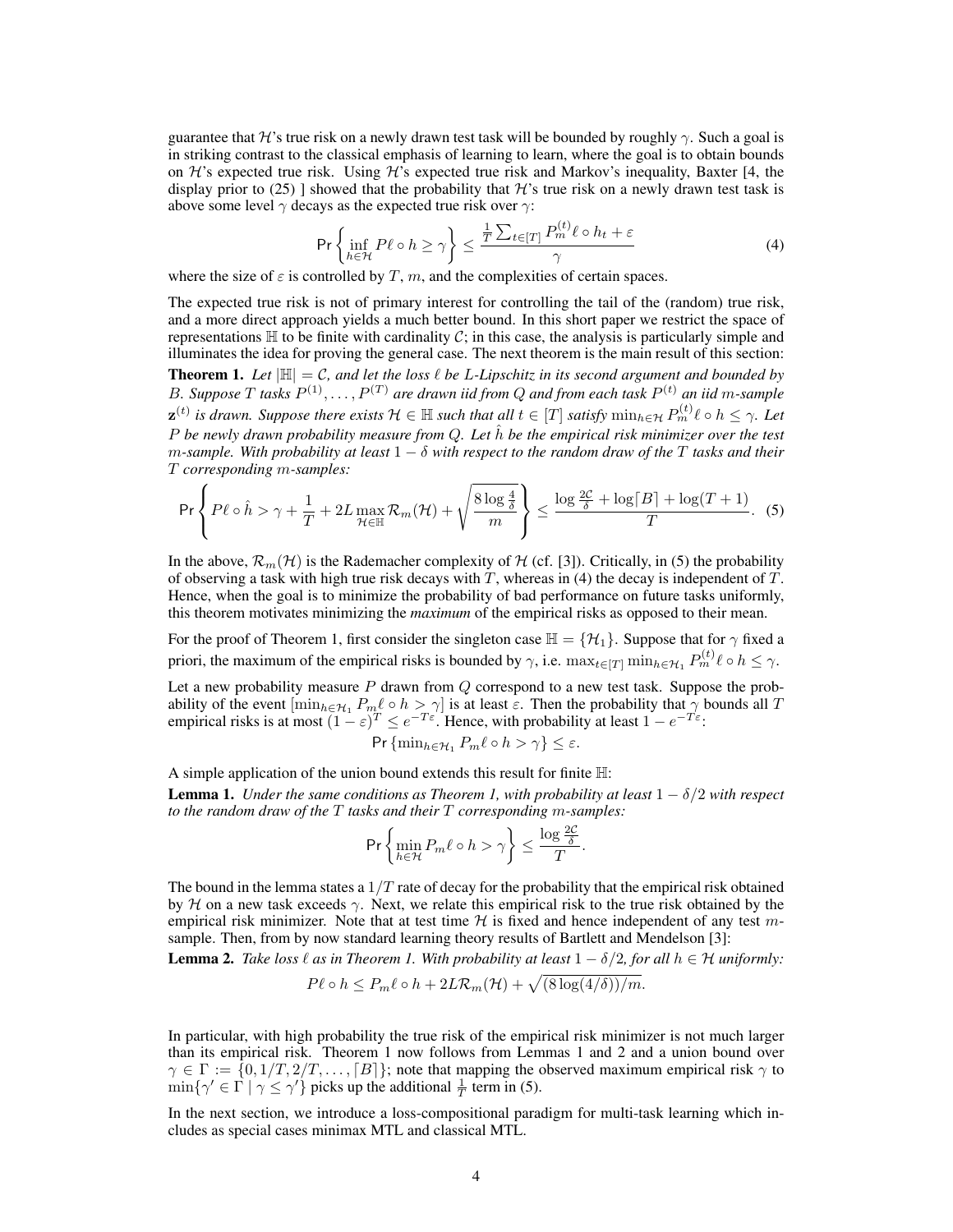guarantee that $\mathcal{H}$'s true risk on a newly drawn test task will be bounded by roughly $\gamma$. Such a goal is in striking contrast to the classical emphasis of learning to learn, where the goal is to obtain bounds on $\mathcal{H}$'s expected true risk. Using $\mathcal{H}$'s expected true risk and Markov's inequality, Baxter [4, the display prior to (25) ] showed that the probability that $\mathcal{H}$'s true risk on a newly drawn test task is above some level $\gamma$ decays as the expected true risk over $\gamma$:

$$\Pr\left\{\inf_{h \in \mathcal{H}} P\ell \circ h \geq \gamma\right\} \leq \frac{\frac{1}{T}\sum_{t\in[T]} P_m^{(t)}\ell \circ h_t + \varepsilon}{\gamma} \tag{4}$$

where the size of $\varepsilon$ is controlled by $T$, $m$, and the complexities of certain spaces.

The expected true risk is not of primary interest for controlling the tail of the (random) true risk, and a more direct approach yields a much better bound. In this short paper we restrict the space of representations $\mathbb{H}$ to be finite with cardinality $\mathcal{C}$; in this case, the analysis is particularly simple and illuminates the idea for proving the general case. The next theorem is the main result of this section:

**Theorem 1.** *Let $|\mathbb{H}| = \mathcal{C}$, and let the loss $\ell$ be $L$-Lipschitz in its second argument and bounded by $B$. Suppose $T$ tasks $P^{(1)}, \ldots, P^{(T)}$ are drawn iid from $Q$ and from each task $P^{(t)}$ an iid $m$-sample $\mathbf{z}^{(t)}$ is drawn. Suppose there exists $\mathcal{H} \in \mathbb{H}$ such that all $t \in [T]$ satisfy $\min_{h\in\mathcal{H}} P_m^{(t)}\ell \circ h \leq \gamma$. Let $P$ be newly drawn probability measure from $Q$. Let $\hat{h}$ be the empirical risk minimizer over the test $m$-sample. With probability at least $1-\delta$ with respect to the random draw of the $T$ tasks and their $T$ corresponding $m$-samples:*

$$\Pr\left\{P\ell \circ \hat{h} > \gamma + \frac{1}{T} + 2L \max_{\mathcal{H}\in\mathbb{H}} \mathcal{R}_m(\mathcal{H}) + \sqrt{\frac{8\log\frac{4}{\delta}}{m}}\right\} \leq \frac{\log\frac{2\mathcal{C}}{\delta} + \log\lceil B\rceil + \log(T+1)}{T}. \tag{5}$$

In the above, $\mathcal{R}_m(\mathcal{H})$ is the Rademacher complexity of $\mathcal{H}$ (cf. [3]). Critically, in (5) the probability of observing a task with high true risk decays with $T$, whereas in (4) the decay is independent of $T$. Hence, when the goal is to minimize the probability of bad performance on future tasks uniformly, this theorem motivates minimizing the *maximum* of the empirical risks as opposed to their mean.

For the proof of Theorem 1, first consider the singleton case $\mathbb{H} = \{\mathcal{H}_1\}$. Suppose that for $\gamma$ fixed a priori, the maximum of the empirical risks is bounded by $\gamma$, i.e. $\max_{t\in[T]} \min_{h\in\mathcal{H}_1} P_m^{(t)}\ell \circ h \leq \gamma$.

Let a new probability measure $P$ drawn from $Q$ correspond to a new test task. Suppose the probability of the event $[\min_{h\in\mathcal{H}_1} P_m\ell \circ h > \gamma]$ is at least $\varepsilon$. Then the probability that $\gamma$ bounds all $T$ empirical risks is at most $(1-\varepsilon)^T \leq e^{-T\varepsilon}$. Hence, with probability at least $1 - e^{-T\varepsilon}$:

$$\Pr\left\{\min_{h\in\mathcal{H}_1} P_m\ell \circ h > \gamma\right\} \leq \varepsilon.$$

A simple application of the union bound extends this result for finite $\mathbb{H}$:

**Lemma 1.** *Under the same conditions as Theorem 1, with probability at least $1-\delta/2$ with respect to the random draw of the $T$ tasks and their $T$ corresponding $m$-samples:*

$$\Pr\left\{\min_{h\in\mathcal{H}} P_m\ell \circ h > \gamma\right\} \leq \frac{\log\frac{2\mathcal{C}}{\delta}}{T}.$$

The bound in the lemma states a $1/T$ rate of decay for the probability that the empirical risk obtained by $\mathcal{H}$ on a new task exceeds $\gamma$. Next, we relate this empirical risk to the true risk obtained by the empirical risk minimizer. Note that at test time $\mathcal{H}$ is fixed and hence independent of any test $m$-sample. Then, from by now standard learning theory results of Bartlett and Mendelson [3]:

**Lemma 2.** *Take loss $\ell$ as in Theorem 1. With probability at least $1-\delta/2$, for all $h \in \mathcal{H}$ uniformly:*

$$P\ell \circ h \leq P_m\ell \circ h + 2L\mathcal{R}_m(\mathcal{H}) + \sqrt{(8\log(4/\delta))/m}.$$

In particular, with high probability the true risk of the empirical risk minimizer is not much larger than its empirical risk. Theorem 1 now follows from Lemmas 1 and 2 and a union bound over $\gamma \in \Gamma := \{0, 1/T, 2/T, \ldots, \lceil B\rceil\}$; note that mapping the observed maximum empirical risk $\gamma$ to $\min\{\gamma' \in \Gamma \mid \gamma \leq \gamma'\}$ picks up the additional $\frac{1}{T}$ term in (5).

In the next section, we introduce a loss-compositional paradigm for multi-task learning which includes as special cases minimax MTL and classical MTL.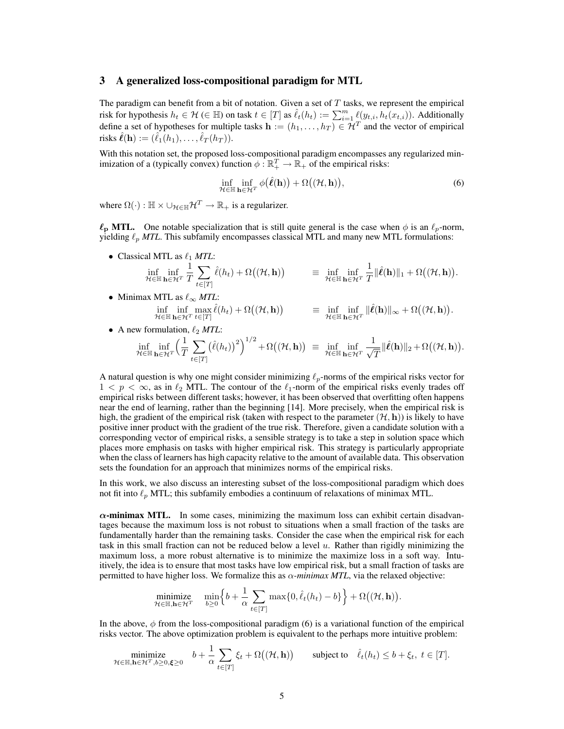## 3 A generalized loss-compositional paradigm for MTL

The paradigm can benefit from a bit of notation. Given a set of $T$ tasks, we represent the empirical risk for hypothesis $h_t \in \mathcal{H}$ ($\in \mathbb{H}$) on task $t \in [T]$ as $\hat{\ell}_t(h_t) := \sum_{i=1}^m \ell(y_{t,i}, h_t(x_{t,i}))$. Additionally define a set of hypotheses for multiple tasks $\mathbf{h} := (h_1, \ldots, h_T) \in \mathcal{H}^T$ and the vector of empirical risks $\hat{\boldsymbol{\ell}}(\mathbf{h}) := (\hat{\ell}_1(h_1), \ldots, \hat{\ell}_T(h_T))$.

With this notation set, the proposed loss-compositional paradigm encompasses any regularized minimization of a (typically convex) function $\phi : \mathbb{R}_+^T \to \mathbb{R}_+$ of the empirical risks:

$$\inf_{\mathcal{H} \in \mathbb{H}} \inf_{\mathbf{h} \in \mathcal{H}^T} \phi\big(\hat{\boldsymbol{\ell}}(\mathbf{h})\big) + \Omega\big((\mathcal{H}, \mathbf{h})\big), \tag{6}$$

where $\Omega(\cdot) : \mathbb{H} \times \cup_{\mathcal{H} \in \mathbb{H}} \mathcal{H}^T \to \mathbb{R}_+$ is a regularizer.

**$\ell_p$ MTL.** One notable specialization that is still quite general is the case when $\phi$ is an $\ell_p$-norm, yielding $\ell_p$ *MTL*. This subfamily encompasses classical MTL and many new MTL formulations:

- Classical MTL as $\ell_1$ *MTL*:
$$\inf_{\mathcal{H} \in \mathbb{H}} \inf_{\mathbf{h} \in \mathcal{H}^T} \frac{1}{T} \sum_{t \in [T]} \hat{\ell}(h_t) + \Omega\big((\mathcal{H}, \mathbf{h})\big) \qquad \equiv \inf_{\mathcal{H} \in \mathbb{H}} \inf_{\mathbf{h} \in \mathcal{H}^T} \frac{1}{T} \|\hat{\boldsymbol{\ell}}(\mathbf{h})\|_1 + \Omega\big((\mathcal{H}, \mathbf{h})\big).$$
- Minimax MTL as $\ell_\infty$ *MTL*:
$$\inf_{\mathcal{H} \in \mathbb{H}} \inf_{\mathbf{h} \in \mathcal{H}^T} \max_{t \in [T]} \hat{\ell}(h_t) + \Omega\big((\mathcal{H}, \mathbf{h})\big) \qquad \equiv \inf_{\mathcal{H} \in \mathbb{H}} \inf_{\mathbf{h} \in \mathcal{H}^T} \|\hat{\boldsymbol{\ell}}(\mathbf{h})\|_\infty + \Omega\big((\mathcal{H}, \mathbf{h})\big).$$
- A new formulation, $\ell_2$ *MTL*:
$$\inf_{\mathcal{H} \in \mathbb{H}} \inf_{\mathbf{h} \in \mathcal{H}^T} \Big(\frac{1}{T} \sum_{t \in [T]} \big(\hat{\ell}(h_t)\big)^2\Big)^{1/2} + \Omega\big((\mathcal{H}, \mathbf{h})\big) \equiv \inf_{\mathcal{H} \in \mathbb{H}} \inf_{\mathbf{h} \in \mathcal{H}^T} \frac{1}{\sqrt{T}} \|\hat{\boldsymbol{\ell}}(\mathbf{h})\|_2 + \Omega\big((\mathcal{H}, \mathbf{h})\big).$$

A natural question is why one might consider minimizing $\ell_p$-norms of the empirical risks vector for $1 < p < \infty$, as in $\ell_2$ MTL. The contour of the $\ell_1$-norm of the empirical risks evenly trades off empirical risks between different tasks; however, it has been observed that overfitting often happens near the end of learning, rather than the beginning [14]. More precisely, when the empirical risk is high, the gradient of the empirical risk (taken with respect to the parameter $(\mathcal{H}, \mathbf{h})$) is likely to have positive inner product with the gradient of the true risk. Therefore, given a candidate solution with a corresponding vector of empirical risks, a sensible strategy is to take a step in solution space which places more emphasis on tasks with higher empirical risk. This strategy is particularly appropriate when the class of learners has high capacity relative to the amount of available data. This observation sets the foundation for an approach that minimizes norms of the empirical risks.

In this work, we also discuss an interesting subset of the loss-compositional paradigm which does not fit into $\ell_p$ MTL; this subfamily embodies a continuum of relaxations of minimax MTL.

**$\alpha$-minimax MTL.** In some cases, minimizing the maximum loss can exhibit certain disadvantages because the maximum loss is not robust to situations when a small fraction of the tasks are fundamentally harder than the remaining tasks. Consider the case when the empirical risk for each task in this small fraction can not be reduced below a level $u$. Rather than rigidly minimizing the maximum loss, a more robust alternative is to minimize the maximize loss in a soft way. Intuitively, the idea is to ensure that most tasks have low empirical risk, but a small fraction of tasks are permitted to have higher loss. We formalize this as *$\alpha$-minimax MTL*, via the relaxed objective:

$$\underset{\mathcal{H} \in \mathbb{H}, \mathbf{h} \in \mathcal{H}^T}{\text{minimize}} \quad \min_{b \geq 0} \Big\{ b + \frac{1}{\alpha} \sum_{t \in [T]} \max\{0, \hat{\ell}_t(h_t) - b\} \Big\} + \Omega\big((\mathcal{H}, \mathbf{h})\big).$$

In the above, $\phi$ from the loss-compositional paradigm (6) is a variational function of the empirical risks vector. The above optimization problem is equivalent to the perhaps more intuitive problem:

$$\underset{\mathcal{H} \in \mathbb{H}, \mathbf{h} \in \mathcal{H}^T, b \geq 0, \boldsymbol{\xi} \geq 0}{\text{minimize}} \quad b + \frac{1}{\alpha} \sum_{t \in [T]} \xi_t + \Omega\big((\mathcal{H}, \mathbf{h})\big) \qquad \text{subject to} \quad \hat{\ell}_t(h_t) \leq b + \xi_t, \ t \in [T].$$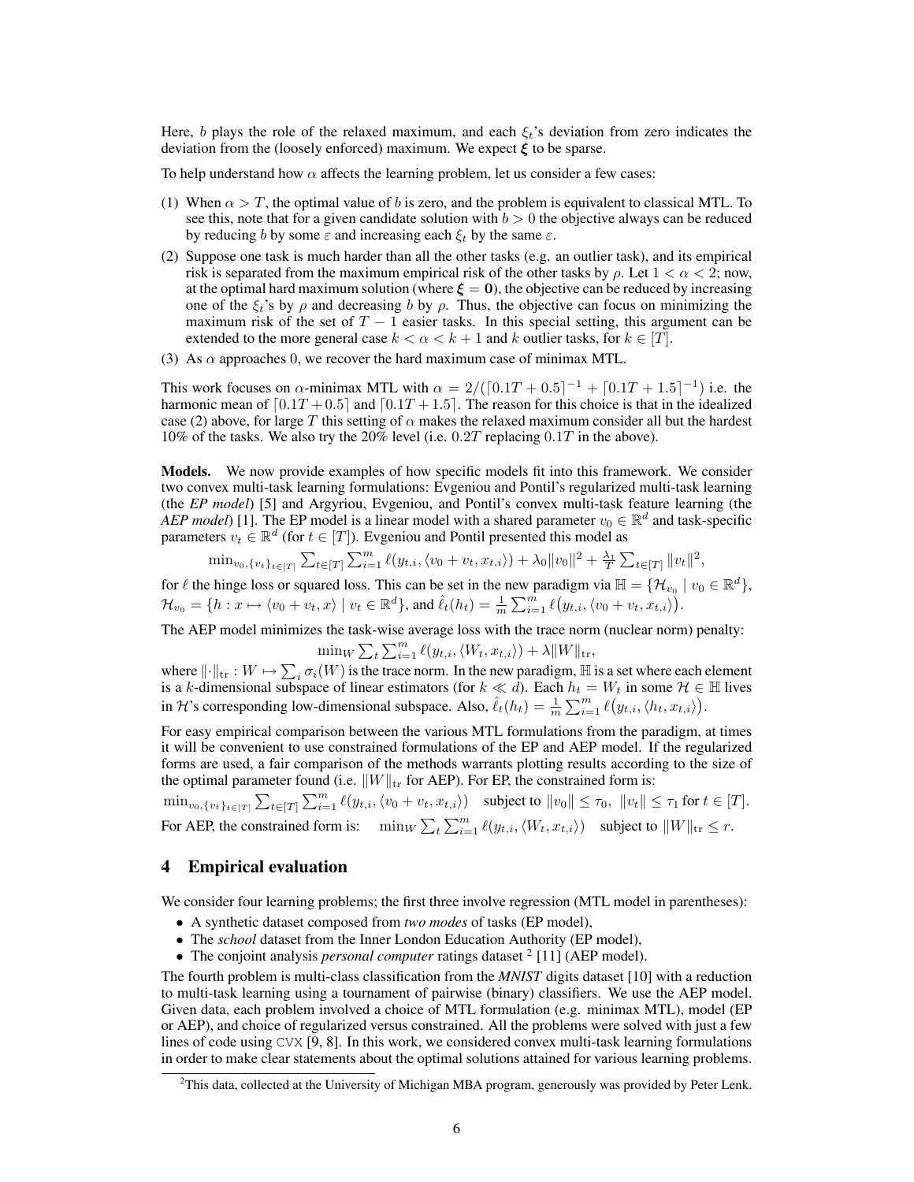Here, $b$ plays the role of the relaxed maximum, and each $\xi_t$'s deviation from zero indicates the deviation from the (loosely enforced) maximum. We expect $\boldsymbol{\xi}$ to be sparse.

To help understand how $\alpha$ affects the learning problem, let us consider a few cases:

(1) When $\alpha > T$, the optimal value of $b$ is zero, and the problem is equivalent to classical MTL. To see this, note that for a given candidate solution with $b > 0$ the objective always can be reduced by reducing $b$ by some $\varepsilon$ and increasing each $\xi_t$ by the same $\varepsilon$.

(2) Suppose one task is much harder than all the other tasks (e.g. an outlier task), and its empirical risk is separated from the maximum empirical risk of the other tasks by $\rho$. Let $1 < \alpha < 2$; now, at the optimal hard maximum solution (where $\boldsymbol{\xi} = \mathbf{0}$), the objective can be reduced by increasing one of the $\xi_t$'s by $\rho$ and decreasing $b$ by $\rho$. Thus, the objective can focus on minimizing the maximum risk of the set of $T - 1$ easier tasks. In this special setting, this argument can be extended to the more general case $k < \alpha < k + 1$ and $k$ outlier tasks, for $k \in [T]$.

(3) As $\alpha$ approaches 0, we recover the hard maximum case of minimax MTL.

This work focuses on $\alpha$-minimax MTL with $\alpha = 2/(\lceil 0.1T + 0.5 \rceil^{-1} + \lceil 0.1T + 1.5 \rceil^{-1})$ i.e. the harmonic mean of $\lceil 0.1T + 0.5 \rceil$ and $\lceil 0.1T + 1.5 \rceil$. The reason for this choice is that in the idealized case (2) above, for large $T$ this setting of $\alpha$ makes the relaxed maximum consider all but the hardest 10% of the tasks. We also try the 20% level (i.e. $0.2T$ replacing $0.1T$ in the above).

**Models.** We now provide examples of how specific models fit into this framework. We consider two convex multi-task learning formulations: Evgeniou and Pontil's regularized multi-task learning (the *EP model*) [5] and Argyriou, Evgeniou, and Pontil's convex multi-task feature learning (the *AEP model*) [1]. The EP model is a linear model with a shared parameter $v_0 \in \mathbb{R}^d$ and task-specific parameters $v_t \in \mathbb{R}^d$ (for $t \in [T]$). Evgeniou and Pontil presented this model as

$$\min_{v_0, \{v_t\}_{t \in [T]}} \sum_{t \in [T]} \sum_{i=1}^m \ell(y_{t,i}, \langle v_0 + v_t, x_{t,i} \rangle) + \lambda_0 \|v_0\|^2 + \frac{\lambda_1}{T} \sum_{t \in [T]} \|v_t\|^2,$$

for $\ell$ the hinge loss or squared loss. This can be set in the new paradigm via $\mathbb{H} = \{\mathcal{H}_{v_0} \mid v_0 \in \mathbb{R}^d\}$, $\mathcal{H}_{v_0} = \{h : x \mapsto \langle v_0 + v_t, x \rangle \mid v_t \in \mathbb{R}^d\}$, and $\hat{\ell}_t(h_t) = \frac{1}{m} \sum_{i=1}^m \ell\big(y_{t,i}, \langle v_0 + v_t, x_{t,i} \rangle\big)$.

The AEP model minimizes the task-wise average loss with the trace norm (nuclear norm) penalty:

$$\min_W \sum_t \sum_{i=1}^m \ell(y_{t,i}, \langle W_t, x_{t,i} \rangle) + \lambda \|W\|_{\mathrm{tr}},$$

where $\|\cdot\|_{\mathrm{tr}} : W \mapsto \sum_i \sigma_i(W)$ is the trace norm. In the new paradigm, $\mathbb{H}$ is a set where each element is a $k$-dimensional subspace of linear estimators (for $k \ll d$). Each $h_t = W_t$ in some $\mathcal{H} \in \mathbb{H}$ lives in $\mathcal{H}$'s corresponding low-dimensional subspace. Also, $\hat{\ell}_t(h_t) = \frac{1}{m} \sum_{i=1}^m \ell\big(y_{t,i}, \langle h_t, x_{t,i} \rangle\big)$.

For easy empirical comparison between the various MTL formulations from the paradigm, at times it will be convenient to use constrained formulations of the EP and AEP model. If the regularized forms are used, a fair comparison of the methods warrants plotting results according to the size of the optimal parameter found (i.e. $\|W\|_{\mathrm{tr}}$ for AEP). For EP, the constrained form is:

$$\min_{v_0, \{v_t\}_{t \in [T]}} \sum_{t \in [T]} \sum_{i=1}^m \ell(y_{t,i}, \langle v_0 + v_t, x_{t,i} \rangle) \quad \text{subject to } \|v_0\| \leq \tau_0, \ \|v_t\| \leq \tau_1 \text{ for } t \in [T].$$

For AEP, the constrained form is: $\min_W \sum_t \sum_{i=1}^m \ell(y_{t,i}, \langle W_t, x_{t,i} \rangle)$ subject to $\|W\|_{\mathrm{tr}} \leq r$.

## 4 Empirical evaluation

We consider four learning problems; the first three involve regression (MTL model in parentheses):

- A synthetic dataset composed from *two modes* of tasks (EP model),
- The *school* dataset from the Inner London Education Authority (EP model),
- The conjoint analysis *personal computer* ratings dataset [2] [11] (AEP model).

The fourth problem is multi-class classification from the *MNIST* digits dataset [10] with a reduction to multi-task learning using a tournament of pairwise (binary) classifiers. We use the AEP model. Given data, each problem involved a choice of MTL formulation (e.g. minimax MTL), model (EP or AEP), and choice of regularized versus constrained. All the problems were solved with just a few lines of code using CVX [9, 8]. In this work, we considered convex multi-task learning formulations in order to make clear statements about the optimal solutions attained for various learning problems.

[2] This data, collected at the University of Michigan MBA program, generously was provided by Peter Lenk.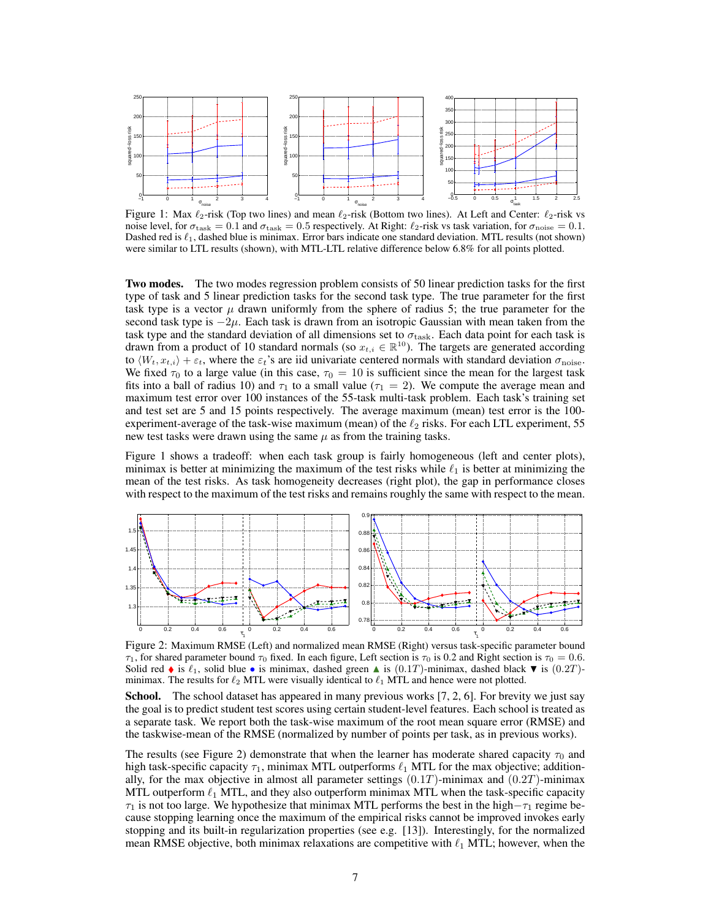Figure 1: Max $\ell_2$-risk (Top two lines) and mean $\ell_2$-risk (Bottom two lines). At Left and Center: $\ell_2$-risk vs noise level, for $\sigma_{\text{task}} = 0.1$ and $\sigma_{\text{task}} = 0.5$ respectively. At Right: $\ell_2$-risk vs task variation, for $\sigma_{\text{noise}} = 0.1$. Dashed red is $\ell_1$, dashed blue is minimax. Error bars indicate one standard deviation. MTL results (not shown) were similar to LTL results (shown), with MTL-LTL relative difference below 6.8% for all points plotted.

**Two modes.** The two modes regression problem consists of 50 linear prediction tasks for the first type of task and 5 linear prediction tasks for the second task type. The true parameter for the first task type is a vector $\mu$ drawn uniformly from the sphere of radius 5; the true parameter for the second task type is $-2\mu$. Each task is drawn from an isotropic Gaussian with mean taken from the task type and the standard deviation of all dimensions set to $\sigma_{\text{task}}$. Each data point for each task is drawn from a product of 10 standard normals (so $x_{t,i} \in \mathbb{R}^{10}$). The targets are generated according to $\langle W_t, x_{t,i} \rangle + \varepsilon_t$, where the $\varepsilon_t$'s are iid univariate centered normals with standard deviation $\sigma_{\text{noise}}$. We fixed $\tau_0$ to a large value (in this case, $\tau_0 = 10$ is sufficient since the mean for the largest task fits into a ball of radius 10) and $\tau_1$ to a small value ($\tau_1 = 2$). We compute the average mean and maximum test error over 100 instances of the 55-task multi-task problem. Each task's training set and test set are 5 and 15 points respectively. The average maximum (mean) test error is the 100-experiment-average of the task-wise maximum (mean) of the $\ell_2$ risks. For each LTL experiment, 55 new test tasks were drawn using the same $\mu$ as from the training tasks.

Figure 1 shows a tradeoff: when each task group is fairly homogeneous (left and center plots), minimax is better at minimizing the maximum of the test risks while $\ell_1$ is better at minimizing the mean of the test risks. As task homogeneity decreases (right plot), the gap in performance closes with respect to the maximum of the test risks and remains roughly the same with respect to the mean.

Figure 2: Maximum RMSE (Left) and normalized mean RMSE (Right) versus task-specific parameter bound $\tau_1$, for shared parameter bound $\tau_0$ fixed. In each figure, Left section is $\tau_0$ is 0.2 and Right section is $\tau_0 = 0.6$. Solid red ♦ is $\ell_1$, solid blue • is minimax, dashed green ▲ is $(0.1T)$-minimax, dashed black ▼ is $(0.2T)$-minimax. The results for $\ell_2$ MTL were visually identical to $\ell_1$ MTL and hence were not plotted.

**School.** The school dataset has appeared in many previous works [7, 2, 6]. For brevity we just say the goal is to predict student test scores using certain student-level features. Each school is treated as a separate task. We report both the task-wise maximum of the root mean square error (RMSE) and the taskwise-mean of the RMSE (normalized by number of points per task, as in previous works).

The results (see Figure 2) demonstrate that when the learner has moderate shared capacity $\tau_0$ and high task-specific capacity $\tau_1$, minimax MTL outperforms $\ell_1$ MTL for the max objective; additionally, for the max objective in almost all parameter settings $(0.1T)$-minimax and $(0.2T)$-minimax MTL outperform $\ell_1$ MTL, and they also outperform minimax MTL when the task-specific capacity $\tau_1$ is not too large. We hypothesize that minimax MTL performs the best in the high$-\tau_1$ regime because stopping learning once the maximum of the empirical risks cannot be improved invokes early stopping and its built-in regularization properties (see e.g. [13]). Interestingly, for the normalized mean RMSE objective, both minimax relaxations are competitive with $\ell_1$ MTL; however, when the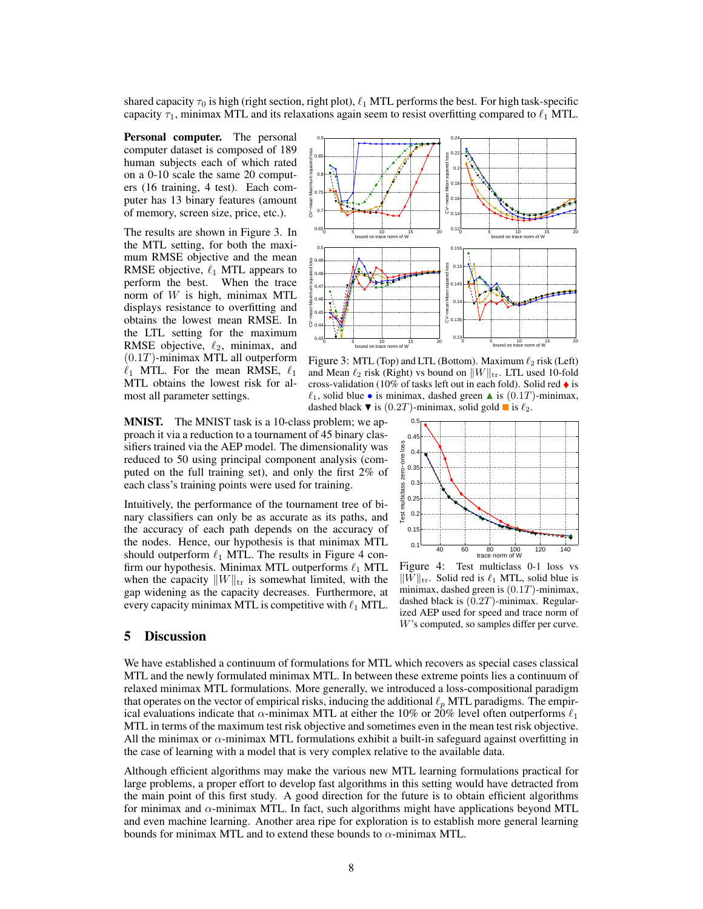shared capacity $\tau_0$ is high (right section, right plot), $\ell_1$ MTL performs the best. For high task-specific capacity $\tau_1$, minimax MTL and its relaxations again seem to resist overfitting compared to $\ell_1$ MTL.

**Personal computer.** The personal computer dataset is composed of 189 human subjects each of which rated on a 0-10 scale the same 20 computers (16 training, 4 test). Each computer has 13 binary features (amount of memory, screen size, price, etc.).

The results are shown in Figure 3. In the MTL setting, for both the maximum RMSE objective and the mean RMSE objective, $\ell_1$ MTL appears to perform the best. When the trace norm of $W$ is high, minimax MTL displays resistance to overfitting and obtains the lowest mean RMSE. In the LTL setting for the maximum RMSE objective, $\ell_2$, minimax, and $(0.1T)$-minimax MTL all outperform $\ell_1$ MTL. For the mean RMSE, $\ell_1$ MTL obtains the lowest risk for almost all parameter settings.

Figure 3: MTL (Top) and LTL (Bottom). Maximum $\ell_2$ risk (Left) and Mean $\ell_2$ risk (Right) vs bound on $\|W\|_{\text{tr}}$. LTL used 10-fold cross-validation (10% of tasks left out in each fold). Solid red ♦ is $\ell_1$, solid blue • is minimax, dashed green ▲ is $(0.1T)$-minimax, dashed black ▼ is $(0.2T)$-minimax, solid gold ■ is $\ell_2$.

**MNIST.** The MNIST task is a 10-class problem; we approach it via a reduction to a tournament of 45 binary classifiers trained via the AEP model. The dimensionality was reduced to 50 using principal component analysis (computed on the full training set), and only the first 2% of each class's training points were used for training.

Intuitively, the performance of the tournament tree of binary classifiers can only be as accurate as its paths, and the accuracy of each path depends on the accuracy of the nodes. Hence, our hypothesis is that minimax MTL should outperform $\ell_1$ MTL. The results in Figure 4 confirm our hypothesis. Minimax MTL outperforms $\ell_1$ MTL when the capacity $\|W\|_{\text{tr}}$ is somewhat limited, with the gap widening as the capacity decreases. Furthermore, at every capacity minimax MTL is competitive with $\ell_1$ MTL.

Figure 4: Test multiclass 0-1 loss vs $\|W\|_{\text{tr}}$. Solid red is $\ell_1$ MTL, solid blue is minimax, dashed green is $(0.1T)$-minimax, dashed black is $(0.2T)$-minimax. Regularized AEP used for speed and trace norm of $W$'s computed, so samples differ per curve.

## 5 Discussion

We have established a continuum of formulations for MTL which recovers as special cases classical MTL and the newly formulated minimax MTL. In between these extreme points lies a continuum of relaxed minimax MTL formulations. More generally, we introduced a loss-compositional paradigm that operates on the vector of empirical risks, inducing the additional $\ell_p$ MTL paradigms. The empirical evaluations indicate that $\alpha$-minimax MTL at either the 10% or 20% level often outperforms $\ell_1$ MTL in terms of the maximum test risk objective and sometimes even in the mean test risk objective. All the minimax or $\alpha$-minimax MTL formulations exhibit a built-in safeguard against overfitting in the case of learning with a model that is very complex relative to the available data.

Although efficient algorithms may make the various new MTL learning formulations practical for large problems, a proper effort to develop fast algorithms in this setting would have detracted from the main point of this first study. A good direction for the future is to obtain efficient algorithms for minimax and $\alpha$-minimax MTL. In fact, such algorithms might have applications beyond MTL and even machine learning. Another area ripe for exploration is to establish more general learning bounds for minimax MTL and to extend these bounds to $\alpha$-minimax MTL.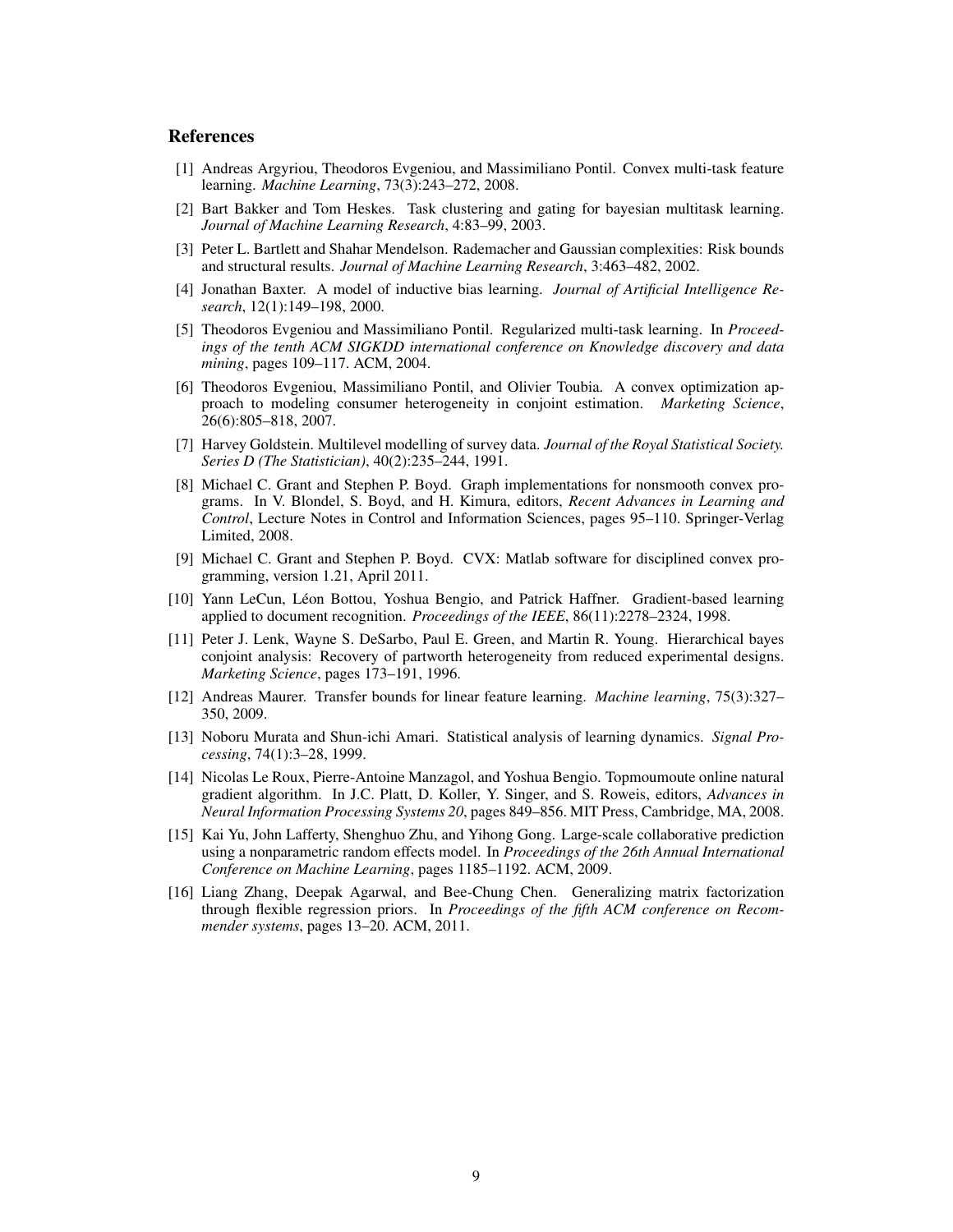## References

[1] Andreas Argyriou, Theodoros Evgeniou, and Massimiliano Pontil. Convex multi-task feature learning. *Machine Learning*, 73(3):243–272, 2008.

[2] Bart Bakker and Tom Heskes. Task clustering and gating for bayesian multitask learning. *Journal of Machine Learning Research*, 4:83–99, 2003.

[3] Peter L. Bartlett and Shahar Mendelson. Rademacher and Gaussian complexities: Risk bounds and structural results. *Journal of Machine Learning Research*, 3:463–482, 2002.

[4] Jonathan Baxter. A model of inductive bias learning. *Journal of Artificial Intelligence Research*, 12(1):149–198, 2000.

[5] Theodoros Evgeniou and Massimiliano Pontil. Regularized multi-task learning. In *Proceedings of the tenth ACM SIGKDD international conference on Knowledge discovery and data mining*, pages 109–117. ACM, 2004.

[6] Theodoros Evgeniou, Massimiliano Pontil, and Olivier Toubia. A convex optimization approach to modeling consumer heterogeneity in conjoint estimation. *Marketing Science*, 26(6):805–818, 2007.

[7] Harvey Goldstein. Multilevel modelling of survey data. *Journal of the Royal Statistical Society. Series D (The Statistician)*, 40(2):235–244, 1991.

[8] Michael C. Grant and Stephen P. Boyd. Graph implementations for nonsmooth convex programs. In V. Blondel, S. Boyd, and H. Kimura, editors, *Recent Advances in Learning and Control*, Lecture Notes in Control and Information Sciences, pages 95–110. Springer-Verlag Limited, 2008.

[9] Michael C. Grant and Stephen P. Boyd. CVX: Matlab software for disciplined convex programming, version 1.21, April 2011.

[10] Yann LeCun, Léon Bottou, Yoshua Bengio, and Patrick Haffner. Gradient-based learning applied to document recognition. *Proceedings of the IEEE*, 86(11):2278–2324, 1998.

[11] Peter J. Lenk, Wayne S. DeSarbo, Paul E. Green, and Martin R. Young. Hierarchical bayes conjoint analysis: Recovery of partworth heterogeneity from reduced experimental designs. *Marketing Science*, pages 173–191, 1996.

[12] Andreas Maurer. Transfer bounds for linear feature learning. *Machine learning*, 75(3):327–350, 2009.

[13] Noboru Murata and Shun-ichi Amari. Statistical analysis of learning dynamics. *Signal Processing*, 74(1):3–28, 1999.

[14] Nicolas Le Roux, Pierre-Antoine Manzagol, and Yoshua Bengio. Topmoumoute online natural gradient algorithm. In J.C. Platt, D. Koller, Y. Singer, and S. Roweis, editors, *Advances in Neural Information Processing Systems 20*, pages 849–856. MIT Press, Cambridge, MA, 2008.

[15] Kai Yu, John Lafferty, Shenghuo Zhu, and Yihong Gong. Large-scale collaborative prediction using a nonparametric random effects model. In *Proceedings of the 26th Annual International Conference on Machine Learning*, pages 1185–1192. ACM, 2009.

[16] Liang Zhang, Deepak Agarwal, and Bee-Chung Chen. Generalizing matrix factorization through flexible regression priors. In *Proceedings of the fifth ACM conference on Recommender systems*, pages 13–20. ACM, 2011.